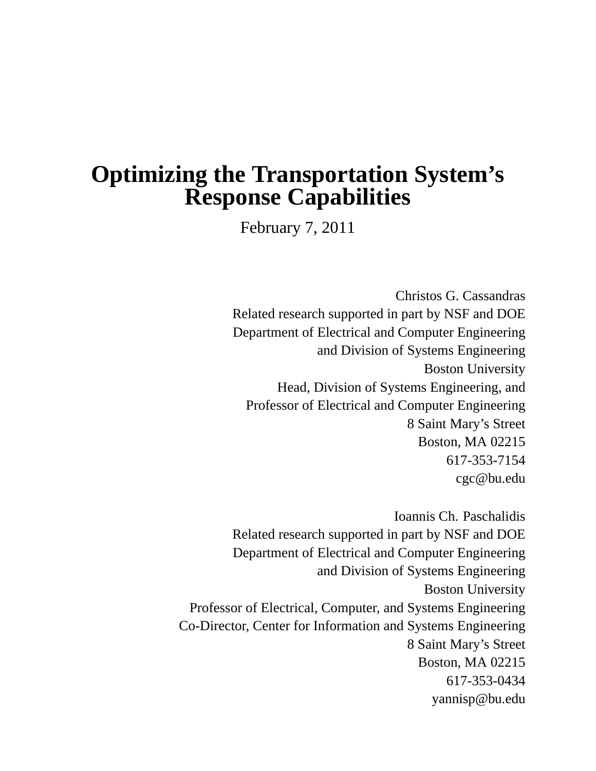# Optimizing the Transportation System's Response Capabilities

February 7, 2011

Christos G. Cassandras
Related research supported in part by NSF and DOE
Department of Electrical and Computer Engineering
and Division of Systems Engineering
Boston University
Head, Division of Systems Engineering, and
Professor of Electrical and Computer Engineering
8 Saint Mary's Street
Boston, MA 02215
617-353-7154
cgc@bu.edu

Ioannis Ch. Paschalidis
Related research supported in part by NSF and DOE
Department of Electrical and Computer Engineering
and Division of Systems Engineering
Boston University
Professor of Electrical, Computer, and Systems Engineering
Co-Director, Center for Information and Systems Engineering
8 Saint Mary's Street
Boston, MA 02215
617-353-0434
yannisp@bu.edu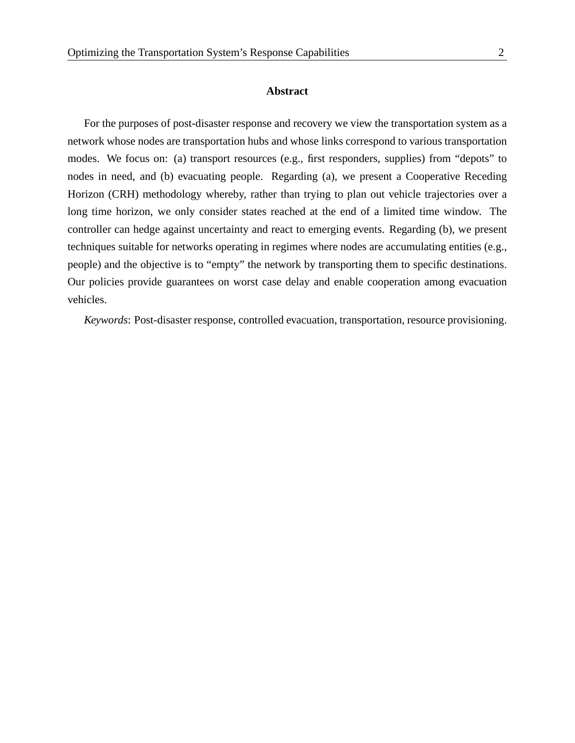## Abstract

For the purposes of post-disaster response and recovery we view the transportation system as a network whose nodes are transportation hubs and whose links correspond to various transportation modes. We focus on: (a) transport resources (e.g., first responders, supplies) from "depots" to nodes in need, and (b) evacuating people. Regarding (a), we present a Cooperative Receding Horizon (CRH) methodology whereby, rather than trying to plan out vehicle trajectories over a long time horizon, we only consider states reached at the end of a limited time window. The controller can hedge against uncertainty and react to emerging events. Regarding (b), we present techniques suitable for networks operating in regimes where nodes are accumulating entities (e.g., people) and the objective is to "empty" the network by transporting them to specific destinations. Our policies provide guarantees on worst case delay and enable cooperation among evacuation vehicles.

*Keywords*: Post-disaster response, controlled evacuation, transportation, resource provisioning.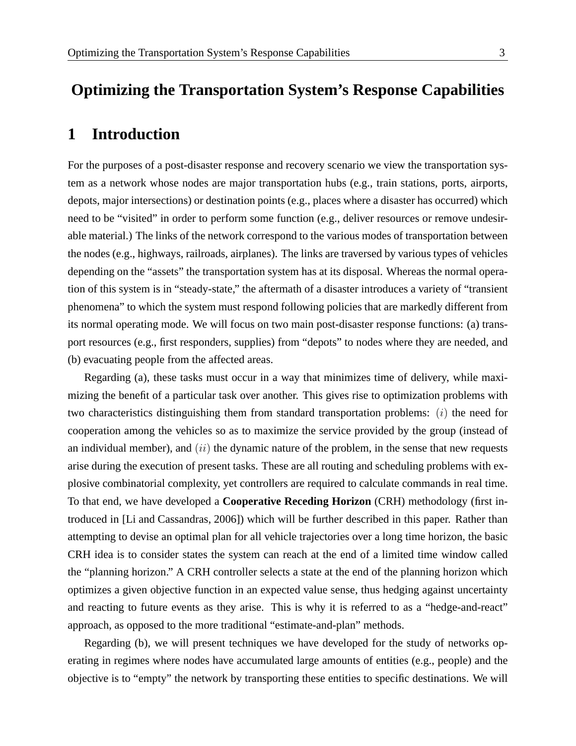# Optimizing the Transportation System's Response Capabilities

## 1 Introduction

For the purposes of a post-disaster response and recovery scenario we view the transportation system as a network whose nodes are major transportation hubs (e.g., train stations, ports, airports, depots, major intersections) or destination points (e.g., places where a disaster has occurred) which need to be "visited" in order to perform some function (e.g., deliver resources or remove undesirable material.) The links of the network correspond to the various modes of transportation between the nodes (e.g., highways, railroads, airplanes). The links are traversed by various types of vehicles depending on the "assets" the transportation system has at its disposal. Whereas the normal operation of this system is in "steady-state," the aftermath of a disaster introduces a variety of "transient phenomena" to which the system must respond following policies that are markedly different from its normal operating mode. We will focus on two main post-disaster response functions: (a) transport resources (e.g., first responders, supplies) from "depots" to nodes where they are needed, and (b) evacuating people from the affected areas.

Regarding (a), these tasks must occur in a way that minimizes time of delivery, while maximizing the benefit of a particular task over another. This gives rise to optimization problems with two characteristics distinguishing them from standard transportation problems: $(i)$ the need for cooperation among the vehicles so as to maximize the service provided by the group (instead of an individual member), and $(ii)$ the dynamic nature of the problem, in the sense that new requests arise during the execution of present tasks. These are all routing and scheduling problems with explosive combinatorial complexity, yet controllers are required to calculate commands in real time. To that end, we have developed a **Cooperative Receding Horizon** (CRH) methodology (first introduced in [Li and Cassandras, 2006]) which will be further described in this paper. Rather than attempting to devise an optimal plan for all vehicle trajectories over a long time horizon, the basic CRH idea is to consider states the system can reach at the end of a limited time window called the "planning horizon." A CRH controller selects a state at the end of the planning horizon which optimizes a given objective function in an expected value sense, thus hedging against uncertainty and reacting to future events as they arise. This is why it is referred to as a "hedge-and-react" approach, as opposed to the more traditional "estimate-and-plan" methods.

Regarding (b), we will present techniques we have developed for the study of networks operating in regimes where nodes have accumulated large amounts of entities (e.g., people) and the objective is to "empty" the network by transporting these entities to specific destinations. We will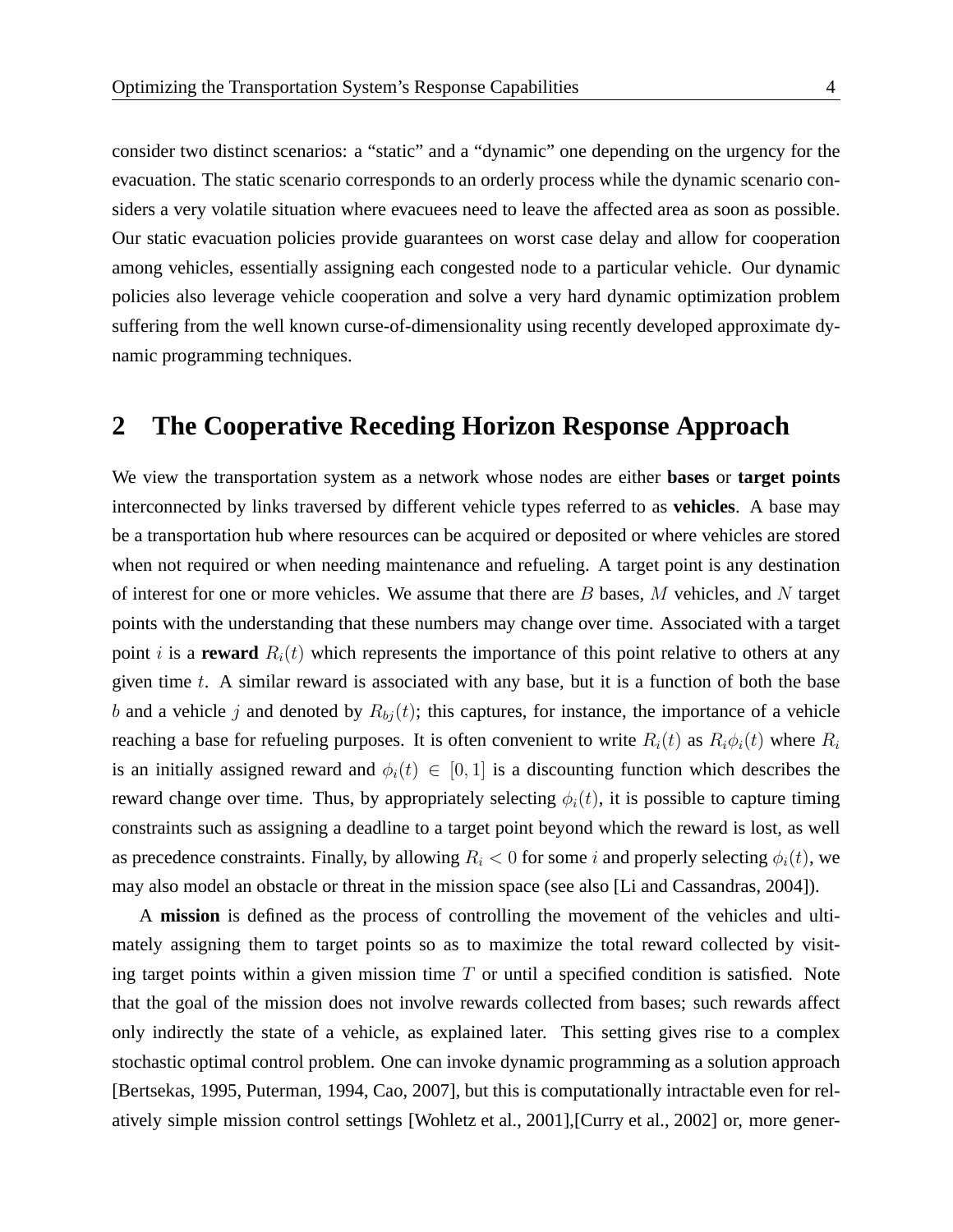consider two distinct scenarios: a “static” and a “dynamic” one depending on the urgency for the evacuation. The static scenario corresponds to an orderly process while the dynamic scenario considers a very volatile situation where evacuees need to leave the affected area as soon as possible. Our static evacuation policies provide guarantees on worst case delay and allow for cooperation among vehicles, essentially assigning each congested node to a particular vehicle. Our dynamic policies also leverage vehicle cooperation and solve a very hard dynamic optimization problem suffering from the well known curse-of-dimensionality using recently developed approximate dynamic programming techniques.

## 2 The Cooperative Receding Horizon Response Approach

We view the transportation system as a network whose nodes are either **bases** or **target points** interconnected by links traversed by different vehicle types referred to as **vehicles**. A base may be a transportation hub where resources can be acquired or deposited or where vehicles are stored when not required or when needing maintenance and refueling. A target point is any destination of interest for one or more vehicles. We assume that there are $B$ bases, $M$ vehicles, and $N$ target points with the understanding that these numbers may change over time. Associated with a target point $i$ is a **reward** $R_i(t)$ which represents the importance of this point relative to others at any given time $t$. A similar reward is associated with any base, but it is a function of both the base $b$ and a vehicle $j$ and denoted by $R_{bj}(t)$; this captures, for instance, the importance of a vehicle reaching a base for refueling purposes. It is often convenient to write $R_i(t)$ as $R_i\phi_i(t)$ where $R_i$ is an initially assigned reward and $\phi_i(t) \in [0, 1]$ is a discounting function which describes the reward change over time. Thus, by appropriately selecting $\phi_i(t)$, it is possible to capture timing constraints such as assigning a deadline to a target point beyond which the reward is lost, as well as precedence constraints. Finally, by allowing $R_i < 0$ for some $i$ and properly selecting $\phi_i(t)$, we may also model an obstacle or threat in the mission space (see also [Li and Cassandras, 2004]).

A **mission** is defined as the process of controlling the movement of the vehicles and ultimately assigning them to target points so as to maximize the total reward collected by visiting target points within a given mission time $T$ or until a specified condition is satisfied. Note that the goal of the mission does not involve rewards collected from bases; such rewards affect only indirectly the state of a vehicle, as explained later. This setting gives rise to a complex stochastic optimal control problem. One can invoke dynamic programming as a solution approach [Bertsekas, 1995, Puterman, 1994, Cao, 2007], but this is computationally intractable even for relatively simple mission control settings [Wohletz et al., 2001],[Curry et al., 2002] or, more gener-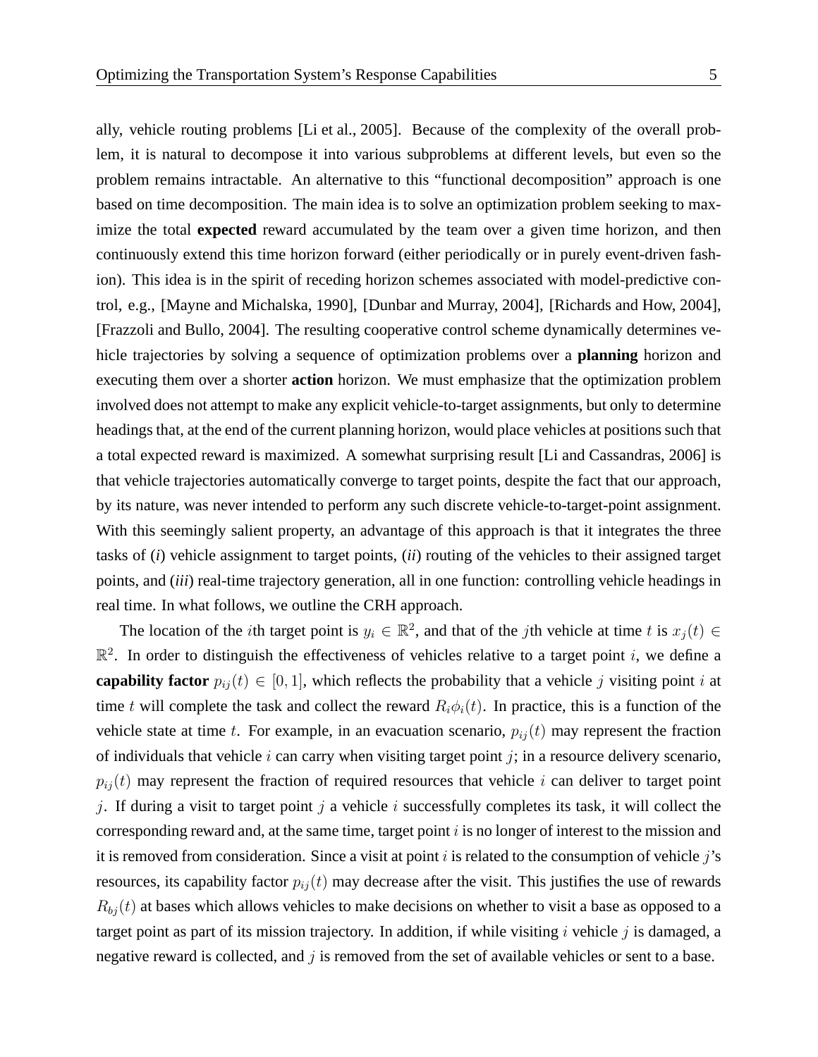ally, vehicle routing problems [Li et al., 2005]. Because of the complexity of the overall problem, it is natural to decompose it into various subproblems at different levels, but even so the problem remains intractable. An alternative to this "functional decomposition" approach is one based on time decomposition. The main idea is to solve an optimization problem seeking to maximize the total **expected** reward accumulated by the team over a given time horizon, and then continuously extend this time horizon forward (either periodically or in purely event-driven fashion). This idea is in the spirit of receding horizon schemes associated with model-predictive control, e.g., [Mayne and Michalska, 1990], [Dunbar and Murray, 2004], [Richards and How, 2004], [Frazzoli and Bullo, 2004]. The resulting cooperative control scheme dynamically determines vehicle trajectories by solving a sequence of optimization problems over a **planning** horizon and executing them over a shorter **action** horizon. We must emphasize that the optimization problem involved does not attempt to make any explicit vehicle-to-target assignments, but only to determine headings that, at the end of the current planning horizon, would place vehicles at positions such that a total expected reward is maximized. A somewhat surprising result [Li and Cassandras, 2006] is that vehicle trajectories automatically converge to target points, despite the fact that our approach, by its nature, was never intended to perform any such discrete vehicle-to-target-point assignment. With this seemingly salient property, an advantage of this approach is that it integrates the three tasks of (*i*) vehicle assignment to target points, (*ii*) routing of the vehicles to their assigned target points, and (*iii*) real-time trajectory generation, all in one function: controlling vehicle headings in real time. In what follows, we outline the CRH approach.

The location of the $i$th target point is $y_i \in \mathbb{R}^2$, and that of the $j$th vehicle at time $t$ is $x_j(t) \in \mathbb{R}^2$. In order to distinguish the effectiveness of vehicles relative to a target point $i$, we define a **capability factor** $p_{ij}(t) \in [0, 1]$, which reflects the probability that a vehicle $j$ visiting point $i$ at time $t$ will complete the task and collect the reward $R_i\phi_i(t)$. In practice, this is a function of the vehicle state at time $t$. For example, in an evacuation scenario, $p_{ij}(t)$ may represent the fraction of individuals that vehicle $i$ can carry when visiting target point $j$; in a resource delivery scenario, $p_{ij}(t)$ may represent the fraction of required resources that vehicle $i$ can deliver to target point $j$. If during a visit to target point $j$ a vehicle $i$ successfully completes its task, it will collect the corresponding reward and, at the same time, target point $i$ is no longer of interest to the mission and it is removed from consideration. Since a visit at point $i$ is related to the consumption of vehicle $j$'s resources, its capability factor $p_{ij}(t)$ may decrease after the visit. This justifies the use of rewards $R_{bj}(t)$ at bases which allows vehicles to make decisions on whether to visit a base as opposed to a target point as part of its mission trajectory. In addition, if while visiting $i$ vehicle $j$ is damaged, a negative reward is collected, and $j$ is removed from the set of available vehicles or sent to a base.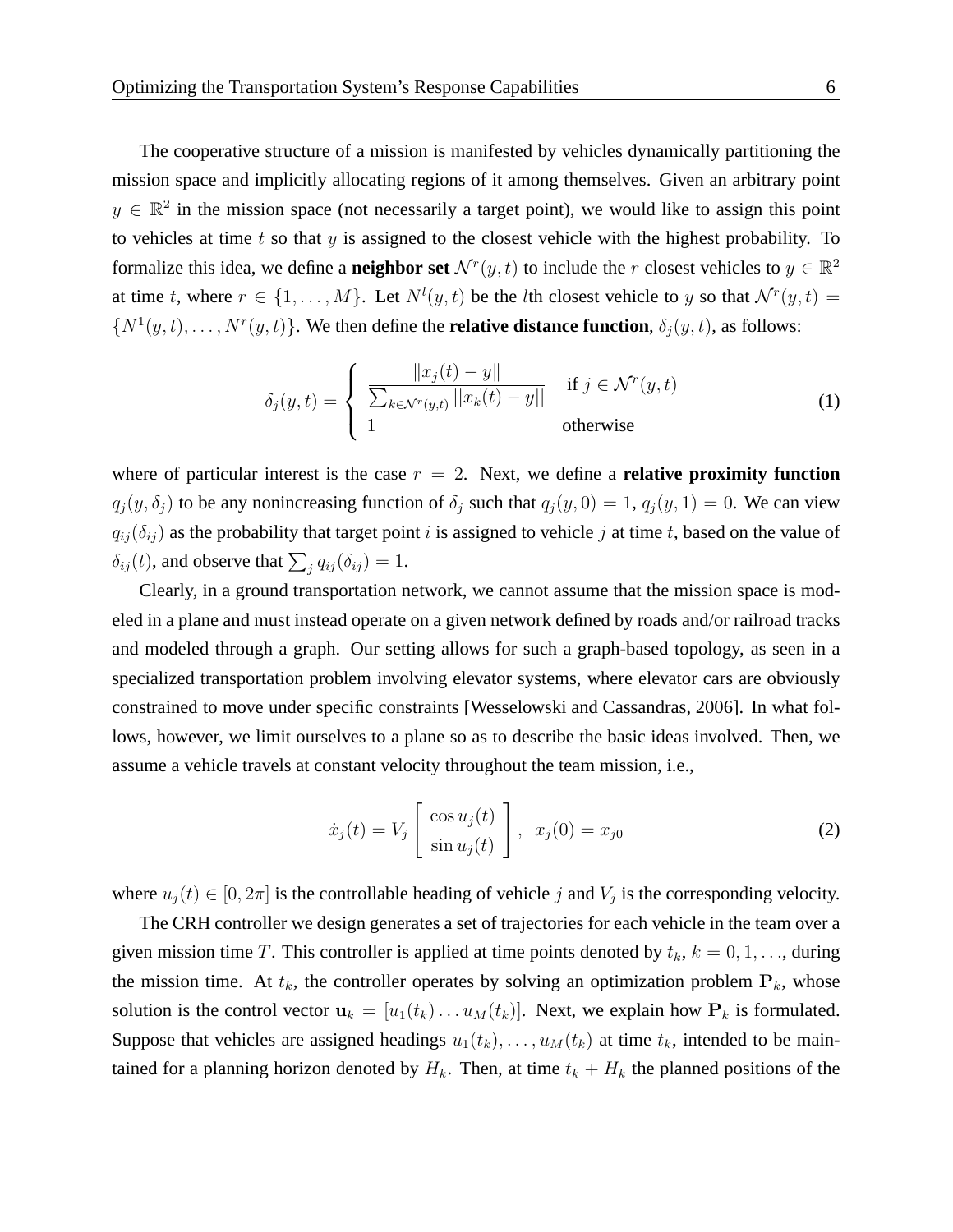The cooperative structure of a mission is manifested by vehicles dynamically partitioning the mission space and implicitly allocating regions of it among themselves. Given an arbitrary point $y \in \mathbb{R}^2$ in the mission space (not necessarily a target point), we would like to assign this point to vehicles at time $t$ so that $y$ is assigned to the closest vehicle with the highest probability. To formalize this idea, we define a **neighbor set** $\mathcal{N}^r(y,t)$ to include the $r$ closest vehicles to $y \in \mathbb{R}^2$ at time $t$, where $r \in \{1,\ldots,M\}$. Let $N^l(y,t)$ be the $l$th closest vehicle to $y$ so that $\mathcal{N}^r(y,t) = \{N^1(y,t),\ldots,N^r(y,t)\}$. We then define the **relative distance function**, $\delta_j(y,t)$, as follows:

$$\delta_j(y,t) = \begin{cases} \dfrac{\|x_j(t) - y\|}{\sum_{k \in \mathcal{N}^r(y,t)} ||x_k(t) - y||} & \text{if } j \in \mathcal{N}^r(y,t) \\ 1 & \text{otherwise} \end{cases} \tag{1}$$

where of particular interest is the case $r = 2$. Next, we define a **relative proximity function** $q_j(y,\delta_j)$ to be any nonincreasing function of $\delta_j$ such that $q_j(y,0) = 1$, $q_j(y,1) = 0$. We can view $q_{ij}(\delta_{ij})$ as the probability that target point $i$ is assigned to vehicle $j$ at time $t$, based on the value of $\delta_{ij}(t)$, and observe that $\sum_j q_{ij}(\delta_{ij}) = 1$.

Clearly, in a ground transportation network, we cannot assume that the mission space is modeled in a plane and must instead operate on a given network defined by roads and/or railroad tracks and modeled through a graph. Our setting allows for such a graph-based topology, as seen in a specialized transportation problem involving elevator systems, where elevator cars are obviously constrained to move under specific constraints [Wesselowski and Cassandras, 2006]. In what follows, however, we limit ourselves to a plane so as to describe the basic ideas involved. Then, we assume a vehicle travels at constant velocity throughout the team mission, i.e.,

$$\dot{x}_j(t) = V_j \begin{bmatrix} \cos u_j(t) \\ \sin u_j(t) \end{bmatrix}, \;\; x_j(0) = x_{j0} \tag{2}$$

where $u_j(t) \in [0, 2\pi]$ is the controllable heading of vehicle $j$ and $V_j$ is the corresponding velocity.

The CRH controller we design generates a set of trajectories for each vehicle in the team over a given mission time $T$. This controller is applied at time points denoted by $t_k$, $k = 0,1,\ldots$, during the mission time. At $t_k$, the controller operates by solving an optimization problem $\mathbf{P}_k$, whose solution is the control vector $\mathbf{u}_k = [u_1(t_k)\ldots u_M(t_k)]$. Next, we explain how $\mathbf{P}_k$ is formulated. Suppose that vehicles are assigned headings $u_1(t_k),\ldots,u_M(t_k)$ at time $t_k$, intended to be maintained for a planning horizon denoted by $H_k$. Then, at time $t_k + H_k$ the planned positions of the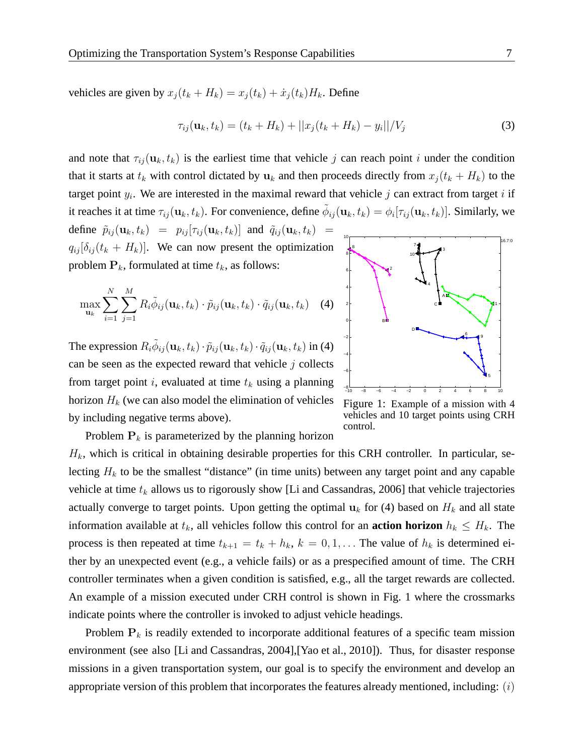vehicles are given by $x_j(t_k + H_k) = x_j(t_k) + \dot{x}_j(t_k)H_k$. Define

$$\tau_{ij}(\mathbf{u}_k, t_k) = (t_k + H_k) + ||x_j(t_k + H_k) - y_i||/V_j \tag{3}$$

and note that $\tau_{ij}(\mathbf{u}_k, t_k)$ is the earliest time that vehicle $j$ can reach point $i$ under the condition that it starts at $t_k$ with control dictated by $\mathbf{u}_k$ and then proceeds directly from $x_j(t_k + H_k)$ to the target point $y_i$. We are interested in the maximal reward that vehicle $j$ can extract from target $i$ if it reaches it at time $\tau_{ij}(\mathbf{u}_k, t_k)$. For convenience, define $\tilde{\phi}_{ij}(\mathbf{u}_k, t_k) = \phi_i[\tau_{ij}(\mathbf{u}_k, t_k)]$. Similarly, we define $\tilde{p}_{ij}(\mathbf{u}_k, t_k) = p_{ij}[\tau_{ij}(\mathbf{u}_k, t_k)]$ and $\tilde{q}_{ij}(\mathbf{u}_k, t_k) = q_{ij}[\delta_{ij}(t_k + H_k)]$. We can now present the optimization problem $\mathbf{P}_k$, formulated at time $t_k$, as follows:

$$\max_{\mathbf{u}_k} \sum_{i=1}^{N} \sum_{j=1}^{M} R_i \tilde{\phi}_{ij}(\mathbf{u}_k, t_k) \cdot \tilde{p}_{ij}(\mathbf{u}_k, t_k) \cdot \tilde{q}_{ij}(\mathbf{u}_k, t_k) \tag{4}$$

The expression $R_i \tilde{\phi}_{ij}(\mathbf{u}_k, t_k) \cdot \tilde{p}_{ij}(\mathbf{u}_k, t_k) \cdot \tilde{q}_{ij}(\mathbf{u}_k, t_k)$ in (4) can be seen as the expected reward that vehicle $j$ collects from target point $i$, evaluated at time $t_k$ using a planning horizon $H_k$ (we can also model the elimination of vehicles by including negative terms above).

Figure 1: Example of a mission with 4 vehicles and 10 target points using CRH control.

Problem $\mathbf{P}_k$ is parameterized by the planning horizon $H_k$, which is critical in obtaining desirable properties for this CRH controller. In particular, selecting $H_k$ to be the smallest "distance" (in time units) between any target point and any capable vehicle at time $t_k$ allows us to rigorously show [Li and Cassandras, 2006] that vehicle trajectories actually converge to target points. Upon getting the optimal $\mathbf{u}_k$ for (4) based on $H_k$ and all state information available at $t_k$, all vehicles follow this control for an **action horizon** $h_k \leq H_k$. The process is then repeated at time $t_{k+1} = t_k + h_k$, $k = 0, 1, \ldots$ The value of $h_k$ is determined either by an unexpected event (e.g., a vehicle fails) or as a prespecified amount of time. The CRH controller terminates when a given condition is satisfied, e.g., all the target rewards are collected. An example of a mission executed under CRH control is shown in Fig. 1 where the crossmarks indicate points where the controller is invoked to adjust vehicle headings.

Problem $\mathbf{P}_k$ is readily extended to incorporate additional features of a specific team mission environment (see also [Li and Cassandras, 2004],[Yao et al., 2010]). Thus, for disaster response missions in a given transportation system, our goal is to specify the environment and develop an appropriate version of this problem that incorporates the features already mentioned, including: $(i)$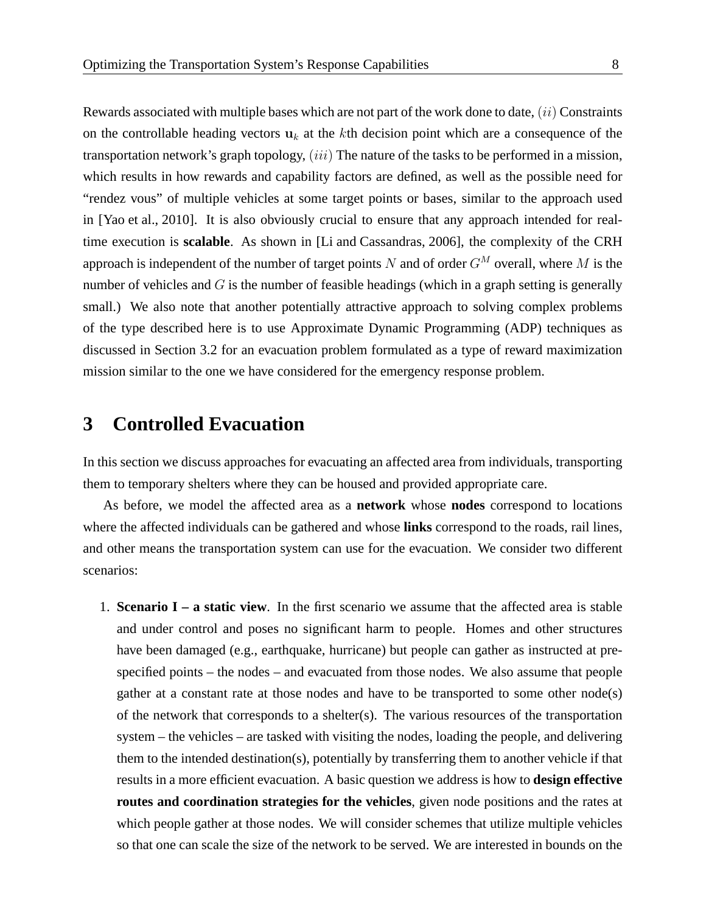Rewards associated with multiple bases which are not part of the work done to date, $(ii)$ Constraints on the controllable heading vectors $\mathbf{u}_k$ at the $k$th decision point which are a consequence of the transportation network's graph topology, $(iii)$ The nature of the tasks to be performed in a mission, which results in how rewards and capability factors are defined, as well as the possible need for "rendez vous" of multiple vehicles at some target points or bases, similar to the approach used in [Yao et al., 2010]. It is also obviously crucial to ensure that any approach intended for real-time execution is **scalable**. As shown in [Li and Cassandras, 2006], the complexity of the CRH approach is independent of the number of target points $N$ and of order $G^M$ overall, where $M$ is the number of vehicles and $G$ is the number of feasible headings (which in a graph setting is generally small.) We also note that another potentially attractive approach to solving complex problems of the type described here is to use Approximate Dynamic Programming (ADP) techniques as discussed in Section 3.2 for an evacuation problem formulated as a type of reward maximization mission similar to the one we have considered for the emergency response problem.

# 3 Controlled Evacuation

In this section we discuss approaches for evacuating an affected area from individuals, transporting them to temporary shelters where they can be housed and provided appropriate care.

As before, we model the affected area as a **network** whose **nodes** correspond to locations where the affected individuals can be gathered and whose **links** correspond to the roads, rail lines, and other means the transportation system can use for the evacuation. We consider two different scenarios:

1. **Scenario I – a static view**. In the first scenario we assume that the affected area is stable and under control and poses no significant harm to people. Homes and other structures have been damaged (e.g., earthquake, hurricane) but people can gather as instructed at pre-specified points – the nodes – and evacuated from those nodes. We also assume that people gather at a constant rate at those nodes and have to be transported to some other node(s) of the network that corresponds to a shelter(s). The various resources of the transportation system – the vehicles – are tasked with visiting the nodes, loading the people, and delivering them to the intended destination(s), potentially by transferring them to another vehicle if that results in a more efficient evacuation. A basic question we address is how to **design effective routes and coordination strategies for the vehicles**, given node positions and the rates at which people gather at those nodes. We will consider schemes that utilize multiple vehicles so that one can scale the size of the network to be served. We are interested in bounds on the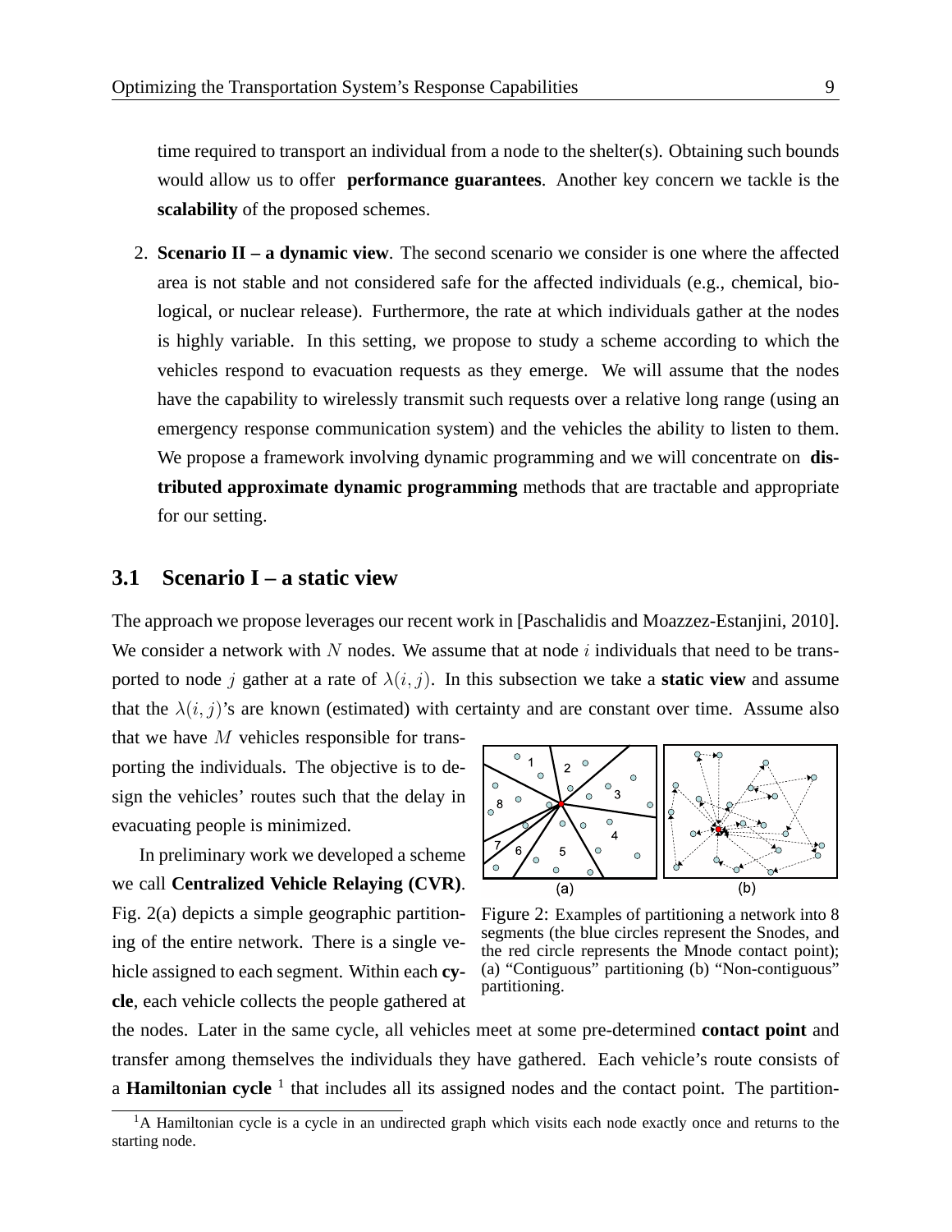time required to transport an individual from a node to the shelter(s). Obtaining such bounds would allow us to offer **performance guarantees**. Another key concern we tackle is the **scalability** of the proposed schemes.

2. **Scenario II – a dynamic view**. The second scenario we consider is one where the affected area is not stable and not considered safe for the affected individuals (e.g., chemical, biological, or nuclear release). Furthermore, the rate at which individuals gather at the nodes is highly variable. In this setting, we propose to study a scheme according to which the vehicles respond to evacuation requests as they emerge. We will assume that the nodes have the capability to wirelessly transmit such requests over a relative long range (using an emergency response communication system) and the vehicles the ability to listen to them. We propose a framework involving dynamic programming and we will concentrate on **distributed approximate dynamic programming** methods that are tractable and appropriate for our setting.

## 3.1 Scenario I – a static view

The approach we propose leverages our recent work in [Paschalidis and Moazzez-Estanjini, 2010]. We consider a network with $N$ nodes. We assume that at node $i$ individuals that need to be transported to node $j$ gather at a rate of $\lambda(i, j)$. In this subsection we take a **static view** and assume that the $\lambda(i, j)$'s are known (estimated) with certainty and are constant over time. Assume also that we have $M$ vehicles responsible for transporting the individuals. The objective is to design the vehicles' routes such that the delay in evacuating people is minimized.

In preliminary work we developed a scheme we call **Centralized Vehicle Relaying (CVR)**. Fig. 2(a) depicts a simple geographic partitioning of the entire network. There is a single vehicle assigned to each segment. Within each **cycle**, each vehicle collects the people gathered at the nodes. Later in the same cycle, all vehicles meet at some pre-determined **contact point** and transfer among themselves the individuals they have gathered. Each vehicle's route consists of a **Hamiltonian cycle** [1] that includes all its assigned nodes and the contact point. The partition-

Figure 2: Examples of partitioning a network into 8 segments (the blue circles represent the Snodes, and the red circle represents the Mnode contact point); (a) "Contiguous" partitioning (b) "Non-contiguous" partitioning.

[1] A Hamiltonian cycle is a cycle in an undirected graph which visits each node exactly once and returns to the starting node.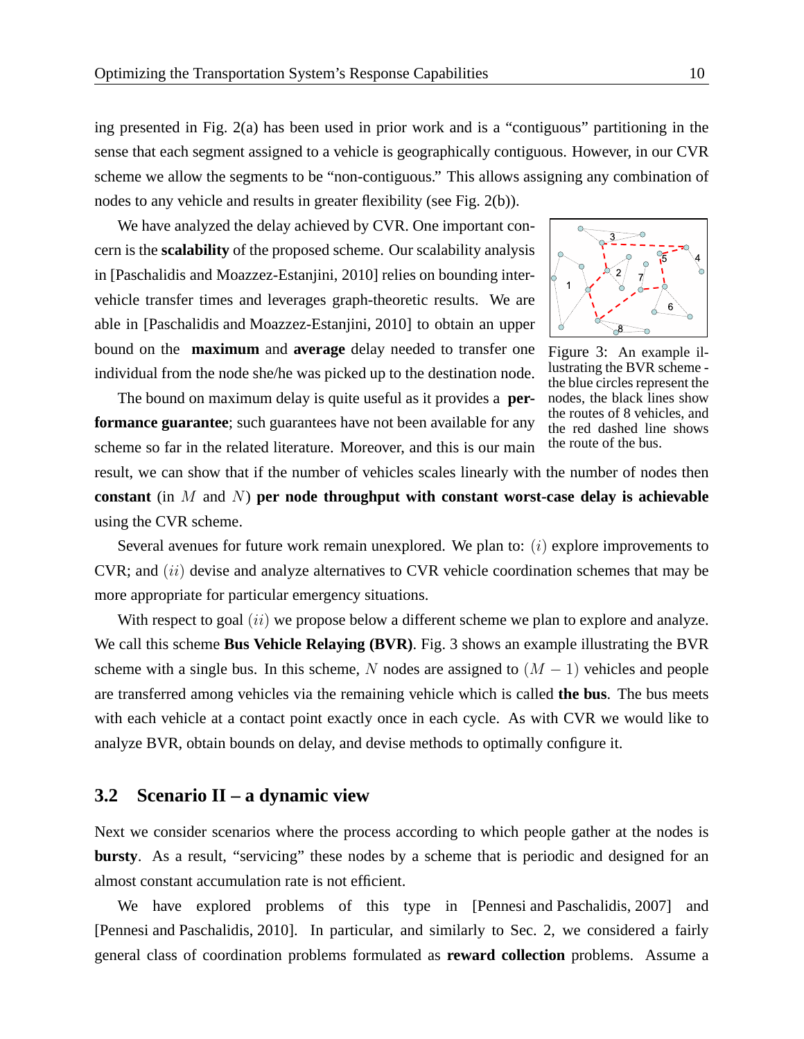ing presented in Fig. 2(a) has been used in prior work and is a "contiguous" partitioning in the sense that each segment assigned to a vehicle is geographically contiguous. However, in our CVR scheme we allow the segments to be "non-contiguous." This allows assigning any combination of nodes to any vehicle and results in greater flexibility (see Fig. 2(b)).

We have analyzed the delay achieved by CVR. One important concern is the **scalability** of the proposed scheme. Our scalability analysis in [Paschalidis and Moazzez-Estanjini, 2010] relies on bounding inter-vehicle transfer times and leverages graph-theoretic results. We are able in [Paschalidis and Moazzez-Estanjini, 2010] to obtain an upper bound on the **maximum** and **average** delay needed to transfer one individual from the node she/he was picked up to the destination node.

Figure 3: An example illustrating the BVR scheme - the blue circles represent the nodes, the black lines show the routes of 8 vehicles, and the red dashed line shows the route of the bus.

The bound on maximum delay is quite useful as it provides a **performance guarantee**; such guarantees have not been available for any scheme so far in the related literature. Moreover, and this is our main result, we can show that if the number of vehicles scales linearly with the number of nodes then **constant** (in $M$ and $N$) **per node throughput with constant worst-case delay is achievable** using the CVR scheme.

Several avenues for future work remain unexplored. We plan to: $(i)$ explore improvements to CVR; and $(ii)$ devise and analyze alternatives to CVR vehicle coordination schemes that may be more appropriate for particular emergency situations.

With respect to goal $(ii)$ we propose below a different scheme we plan to explore and analyze. We call this scheme **Bus Vehicle Relaying (BVR)**. Fig. 3 shows an example illustrating the BVR scheme with a single bus. In this scheme, $N$ nodes are assigned to $(M-1)$ vehicles and people are transferred among vehicles via the remaining vehicle which is called **the bus**. The bus meets with each vehicle at a contact point exactly once in each cycle. As with CVR we would like to analyze BVR, obtain bounds on delay, and devise methods to optimally configure it.

## 3.2 Scenario II – a dynamic view

Next we consider scenarios where the process according to which people gather at the nodes is **bursty**. As a result, "servicing" these nodes by a scheme that is periodic and designed for an almost constant accumulation rate is not efficient.

We have explored problems of this type in [Pennesi and Paschalidis, 2007] and [Pennesi and Paschalidis, 2010]. In particular, and similarly to Sec. 2, we considered a fairly general class of coordination problems formulated as **reward collection** problems. Assume a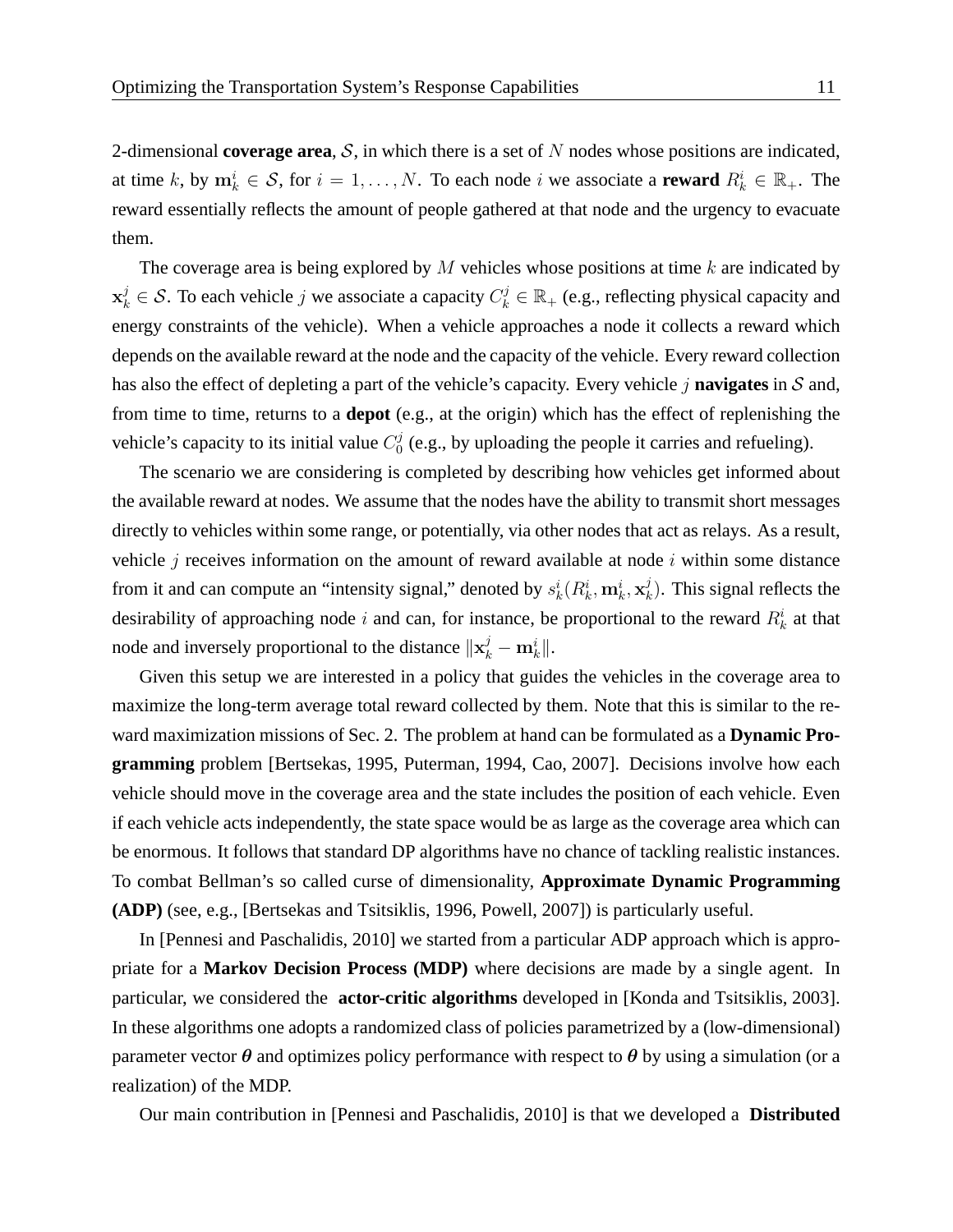2-dimensional **coverage area**, $\mathcal{S}$, in which there is a set of $N$ nodes whose positions are indicated, at time $k$, by $\mathbf{m}_k^i \in \mathcal{S}$, for $i = 1, \ldots, N$. To each node $i$ we associate a **reward** $R_k^i \in \mathbb{R}_+$. The reward essentially reflects the amount of people gathered at that node and the urgency to evacuate them.

The coverage area is being explored by $M$ vehicles whose positions at time $k$ are indicated by $\mathbf{x}_k^j \in \mathcal{S}$. To each vehicle $j$ we associate a capacity $C_k^j \in \mathbb{R}_+$ (e.g., reflecting physical capacity and energy constraints of the vehicle). When a vehicle approaches a node it collects a reward which depends on the available reward at the node and the capacity of the vehicle. Every reward collection has also the effect of depleting a part of the vehicle's capacity. Every vehicle $j$ **navigates** in $\mathcal{S}$ and, from time to time, returns to a **depot** (e.g., at the origin) which has the effect of replenishing the vehicle's capacity to its initial value $C_0^j$ (e.g., by uploading the people it carries and refueling).

The scenario we are considering is completed by describing how vehicles get informed about the available reward at nodes. We assume that the nodes have the ability to transmit short messages directly to vehicles within some range, or potentially, via other nodes that act as relays. As a result, vehicle $j$ receives information on the amount of reward available at node $i$ within some distance from it and can compute an "intensity signal," denoted by $s_k^i(R_k^i, \mathbf{m}_k^i, \mathbf{x}_k^j)$. This signal reflects the desirability of approaching node $i$ and can, for instance, be proportional to the reward $R_k^i$ at that node and inversely proportional to the distance $\|\mathbf{x}_k^j - \mathbf{m}_k^i\|$.

Given this setup we are interested in a policy that guides the vehicles in the coverage area to maximize the long-term average total reward collected by them. Note that this is similar to the reward maximization missions of Sec. 2. The problem at hand can be formulated as a **Dynamic Programming** problem [Bertsekas, 1995, Puterman, 1994, Cao, 2007]. Decisions involve how each vehicle should move in the coverage area and the state includes the position of each vehicle. Even if each vehicle acts independently, the state space would be as large as the coverage area which can be enormous. It follows that standard DP algorithms have no chance of tackling realistic instances. To combat Bellman's so called curse of dimensionality, **Approximate Dynamic Programming (ADP)** (see, e.g., [Bertsekas and Tsitsiklis, 1996, Powell, 2007]) is particularly useful.

In [Pennesi and Paschalidis, 2010] we started from a particular ADP approach which is appropriate for a **Markov Decision Process (MDP)** where decisions are made by a single agent. In particular, we considered the **actor-critic algorithms** developed in [Konda and Tsitsiklis, 2003]. In these algorithms one adopts a randomized class of policies parametrized by a (low-dimensional) parameter vector $\boldsymbol{\theta}$ and optimizes policy performance with respect to $\boldsymbol{\theta}$ by using a simulation (or a realization) of the MDP.

Our main contribution in [Pennesi and Paschalidis, 2010] is that we developed a **Distributed**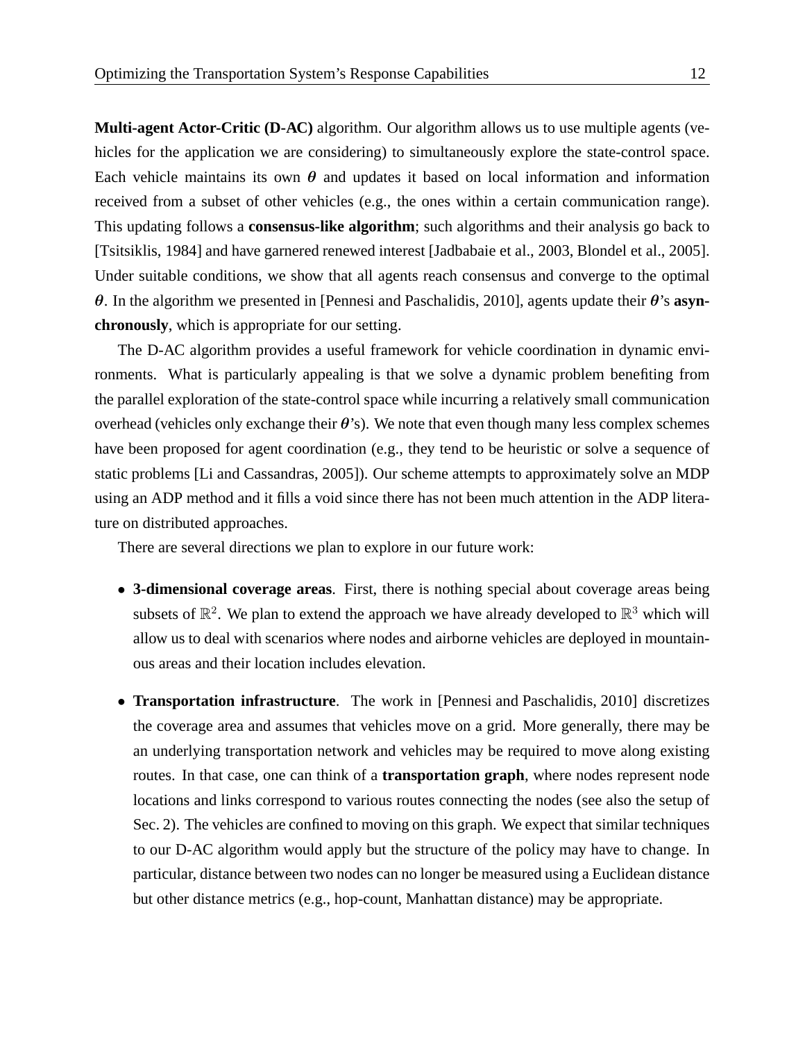**Multi-agent Actor-Critic (D-AC)** algorithm. Our algorithm allows us to use multiple agents (vehicles for the application we are considering) to simultaneously explore the state-control space. Each vehicle maintains its own $\boldsymbol{\theta}$ and updates it based on local information and information received from a subset of other vehicles (e.g., the ones within a certain communication range). This updating follows a **consensus-like algorithm**; such algorithms and their analysis go back to [Tsitsiklis, 1984] and have garnered renewed interest [Jadbabaie et al., 2003, Blondel et al., 2005]. Under suitable conditions, we show that all agents reach consensus and converge to the optimal $\boldsymbol{\theta}$. In the algorithm we presented in [Pennesi and Paschalidis, 2010], agents update their $\boldsymbol{\theta}$'s **asynchronously**, which is appropriate for our setting.

The D-AC algorithm provides a useful framework for vehicle coordination in dynamic environments. What is particularly appealing is that we solve a dynamic problem benefiting from the parallel exploration of the state-control space while incurring a relatively small communication overhead (vehicles only exchange their $\boldsymbol{\theta}$'s). We note that even though many less complex schemes have been proposed for agent coordination (e.g., they tend to be heuristic or solve a sequence of static problems [Li and Cassandras, 2005]). Our scheme attempts to approximately solve an MDP using an ADP method and it fills a void since there has not been much attention in the ADP literature on distributed approaches.

There are several directions we plan to explore in our future work:

- **3-dimensional coverage areas**. First, there is nothing special about coverage areas being subsets of $\mathbb{R}^2$. We plan to extend the approach we have already developed to $\mathbb{R}^3$ which will allow us to deal with scenarios where nodes and airborne vehicles are deployed in mountainous areas and their location includes elevation.

- **Transportation infrastructure**. The work in [Pennesi and Paschalidis, 2010] discretizes the coverage area and assumes that vehicles move on a grid. More generally, there may be an underlying transportation network and vehicles may be required to move along existing routes. In that case, one can think of a **transportation graph**, where nodes represent node locations and links correspond to various routes connecting the nodes (see also the setup of Sec. 2). The vehicles are confined to moving on this graph. We expect that similar techniques to our D-AC algorithm would apply but the structure of the policy may have to change. In particular, distance between two nodes can no longer be measured using a Euclidean distance but other distance metrics (e.g., hop-count, Manhattan distance) may be appropriate.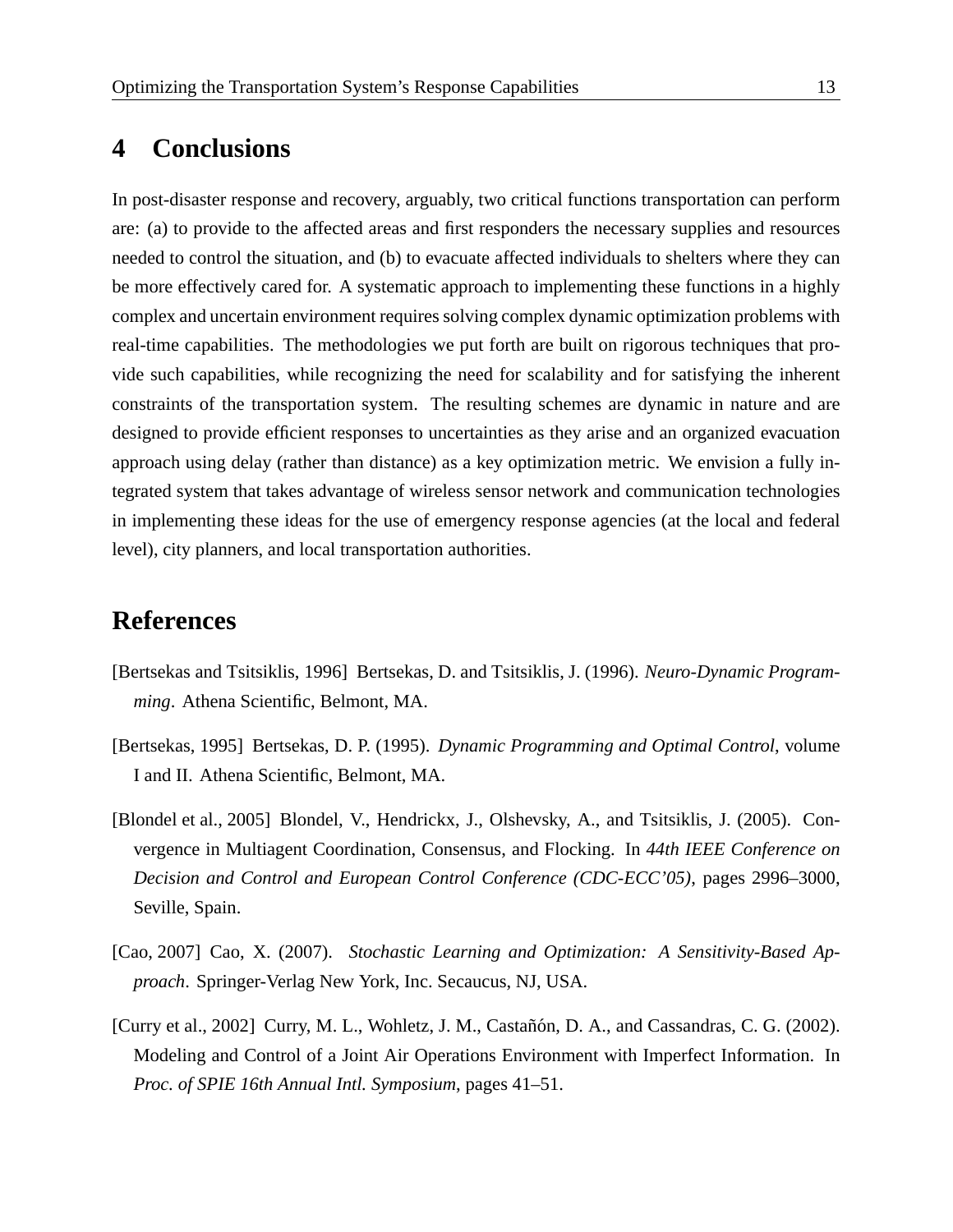## 4 Conclusions

In post-disaster response and recovery, arguably, two critical functions transportation can perform are: (a) to provide to the affected areas and first responders the necessary supplies and resources needed to control the situation, and (b) to evacuate affected individuals to shelters where they can be more effectively cared for. A systematic approach to implementing these functions in a highly complex and uncertain environment requires solving complex dynamic optimization problems with real-time capabilities. The methodologies we put forth are built on rigorous techniques that provide such capabilities, while recognizing the need for scalability and for satisfying the inherent constraints of the transportation system. The resulting schemes are dynamic in nature and are designed to provide efficient responses to uncertainties as they arise and an organized evacuation approach using delay (rather than distance) as a key optimization metric. We envision a fully integrated system that takes advantage of wireless sensor network and communication technologies in implementing these ideas for the use of emergency response agencies (at the local and federal level), city planners, and local transportation authorities.

## References

[Bertsekas and Tsitsiklis, 1996] Bertsekas, D. and Tsitsiklis, J. (1996). *Neuro-Dynamic Programming*. Athena Scientific, Belmont, MA.

[Bertsekas, 1995] Bertsekas, D. P. (1995). *Dynamic Programming and Optimal Control*, volume I and II. Athena Scientific, Belmont, MA.

[Blondel et al., 2005] Blondel, V., Hendrickx, J., Olshevsky, A., and Tsitsiklis, J. (2005). Convergence in Multiagent Coordination, Consensus, and Flocking. In *44th IEEE Conference on Decision and Control and European Control Conference (CDC-ECC'05)*, pages 2996–3000, Seville, Spain.

[Cao, 2007] Cao, X. (2007). *Stochastic Learning and Optimization: A Sensitivity-Based Approach*. Springer-Verlag New York, Inc. Secaucus, NJ, USA.

[Curry et al., 2002] Curry, M. L., Wohletz, J. M., Castañón, D. A., and Cassandras, C. G. (2002). Modeling and Control of a Joint Air Operations Environment with Imperfect Information. In *Proc. of SPIE 16th Annual Intl. Symposium*, pages 41–51.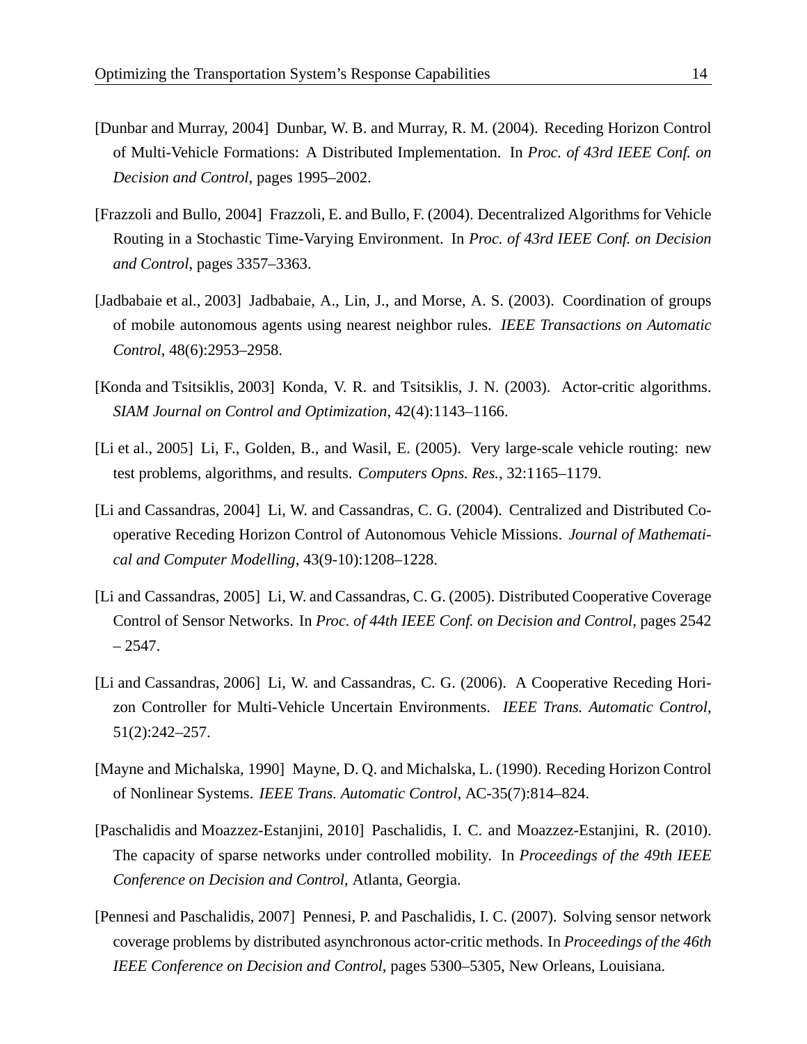[Dunbar and Murray, 2004] Dunbar, W. B. and Murray, R. M. (2004). Receding Horizon Control of Multi-Vehicle Formations: A Distributed Implementation. In *Proc. of 43rd IEEE Conf. on Decision and Control*, pages 1995–2002.

[Frazzoli and Bullo, 2004] Frazzoli, E. and Bullo, F. (2004). Decentralized Algorithms for Vehicle Routing in a Stochastic Time-Varying Environment. In *Proc. of 43rd IEEE Conf. on Decision and Control*, pages 3357–3363.

[Jadbabaie et al., 2003] Jadbabaie, A., Lin, J., and Morse, A. S. (2003). Coordination of groups of mobile autonomous agents using nearest neighbor rules. *IEEE Transactions on Automatic Control*, 48(6):2953–2958.

[Konda and Tsitsiklis, 2003] Konda, V. R. and Tsitsiklis, J. N. (2003). Actor-critic algorithms. *SIAM Journal on Control and Optimization*, 42(4):1143–1166.

[Li et al., 2005] Li, F., Golden, B., and Wasil, E. (2005). Very large-scale vehicle routing: new test problems, algorithms, and results. *Computers Opns. Res.*, 32:1165–1179.

[Li and Cassandras, 2004] Li, W. and Cassandras, C. G. (2004). Centralized and Distributed Cooperative Receding Horizon Control of Autonomous Vehicle Missions. *Journal of Mathematical and Computer Modelling*, 43(9-10):1208–1228.

[Li and Cassandras, 2005] Li, W. and Cassandras, C. G. (2005). Distributed Cooperative Coverage Control of Sensor Networks. In *Proc. of 44th IEEE Conf. on Decision and Control*, pages 2542 – 2547.

[Li and Cassandras, 2006] Li, W. and Cassandras, C. G. (2006). A Cooperative Receding Horizon Controller for Multi-Vehicle Uncertain Environments. *IEEE Trans. Automatic Control*, 51(2):242–257.

[Mayne and Michalska, 1990] Mayne, D. Q. and Michalska, L. (1990). Receding Horizon Control of Nonlinear Systems. *IEEE Trans. Automatic Control*, AC-35(7):814–824.

[Paschalidis and Moazzez-Estanjini, 2010] Paschalidis, I. C. and Moazzez-Estanjini, R. (2010). The capacity of sparse networks under controlled mobility. In *Proceedings of the 49th IEEE Conference on Decision and Control*, Atlanta, Georgia.

[Pennesi and Paschalidis, 2007] Pennesi, P. and Paschalidis, I. C. (2007). Solving sensor network coverage problems by distributed asynchronous actor-critic methods. In *Proceedings of the 46th IEEE Conference on Decision and Control*, pages 5300–5305, New Orleans, Louisiana.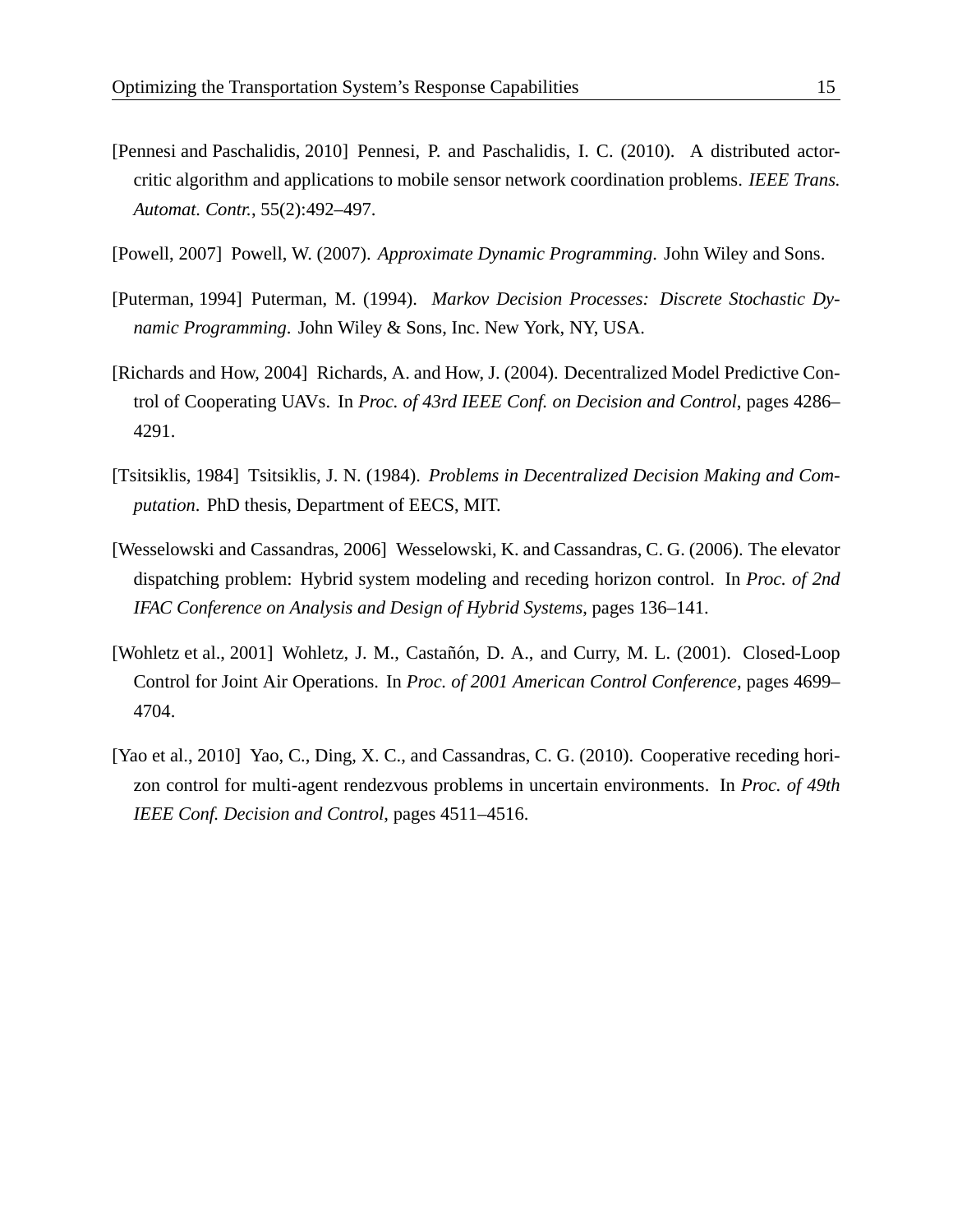[Pennesi and Paschalidis, 2010] Pennesi, P. and Paschalidis, I. C. (2010). A distributed actor-critic algorithm and applications to mobile sensor network coordination problems. *IEEE Trans. Automat. Contr.*, 55(2):492–497.

[Powell, 2007] Powell, W. (2007). *Approximate Dynamic Programming*. John Wiley and Sons.

[Puterman, 1994] Puterman, M. (1994). *Markov Decision Processes: Discrete Stochastic Dynamic Programming*. John Wiley & Sons, Inc. New York, NY, USA.

[Richards and How, 2004] Richards, A. and How, J. (2004). Decentralized Model Predictive Control of Cooperating UAVs. In *Proc. of 43rd IEEE Conf. on Decision and Control*, pages 4286–4291.

[Tsitsiklis, 1984] Tsitsiklis, J. N. (1984). *Problems in Decentralized Decision Making and Computation*. PhD thesis, Department of EECS, MIT.

[Wesselowski and Cassandras, 2006] Wesselowski, K. and Cassandras, C. G. (2006). The elevator dispatching problem: Hybrid system modeling and receding horizon control. In *Proc. of 2nd IFAC Conference on Analysis and Design of Hybrid Systems*, pages 136–141.

[Wohletz et al., 2001] Wohletz, J. M., Castañón, D. A., and Curry, M. L. (2001). Closed-Loop Control for Joint Air Operations. In *Proc. of 2001 American Control Conference*, pages 4699–4704.

[Yao et al., 2010] Yao, C., Ding, X. C., and Cassandras, C. G. (2010). Cooperative receding horizon control for multi-agent rendezvous problems in uncertain environments. In *Proc. of 49th IEEE Conf. Decision and Control*, pages 4511–4516.